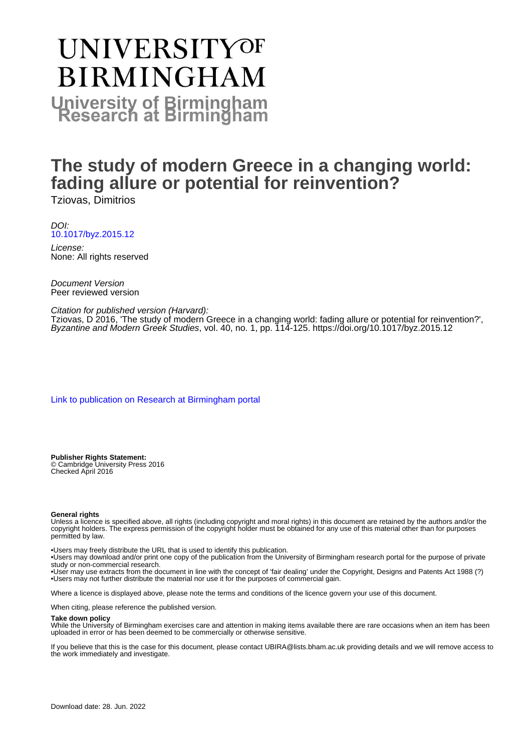# UNIVERSITY OF BIRMINGHAM

**University of Birmingham Research at Birmingham**

# The study of modern Greece in a changing world: fading allure or potential for reinvention?

Tziovas, Dimitrios

*DOI:*
10.1017/byz.2015.12

*License:*
None: All rights reserved

*Document Version*
Peer reviewed version

*Citation for published version (Harvard):*
Tziovas, D 2016, 'The study of modern Greece in a changing world: fading allure or potential for reinvention?', *Byzantine and Modern Greek Studies*, vol. 40, no. 1, pp. 114-125. https://doi.org/10.1017/byz.2015.12

Link to publication on Research at Birmingham portal

**Publisher Rights Statement:**
© Cambridge University Press 2016
Checked April 2016

**General rights**
Unless a licence is specified above, all rights (including copyright and moral rights) in this document are retained by the authors and/or the copyright holders. The express permission of the copyright holder must be obtained for any use of this material other than for purposes permitted by law.

- Users may freely distribute the URL that is used to identify this publication.
- Users may download and/or print one copy of the publication from the University of Birmingham research portal for the purpose of private study or non-commercial research.
- User may use extracts from the document in line with the concept of 'fair dealing' under the Copyright, Designs and Patents Act 1988 (?)
- Users may not further distribute the material nor use it for the purposes of commercial gain.

Where a licence is displayed above, please note the terms and conditions of the licence govern your use of this document.

When citing, please reference the published version.

**Take down policy**
While the University of Birmingham exercises care and attention in making items available there are rare occasions when an item has been uploaded in error or has been deemed to be commercially or otherwise sensitive.

If you believe that this is the case for this document, please contact UBIRA@lists.bham.ac.uk providing details and we will remove access to the work immediately and investigate.

Download date: 28. Jun. 2022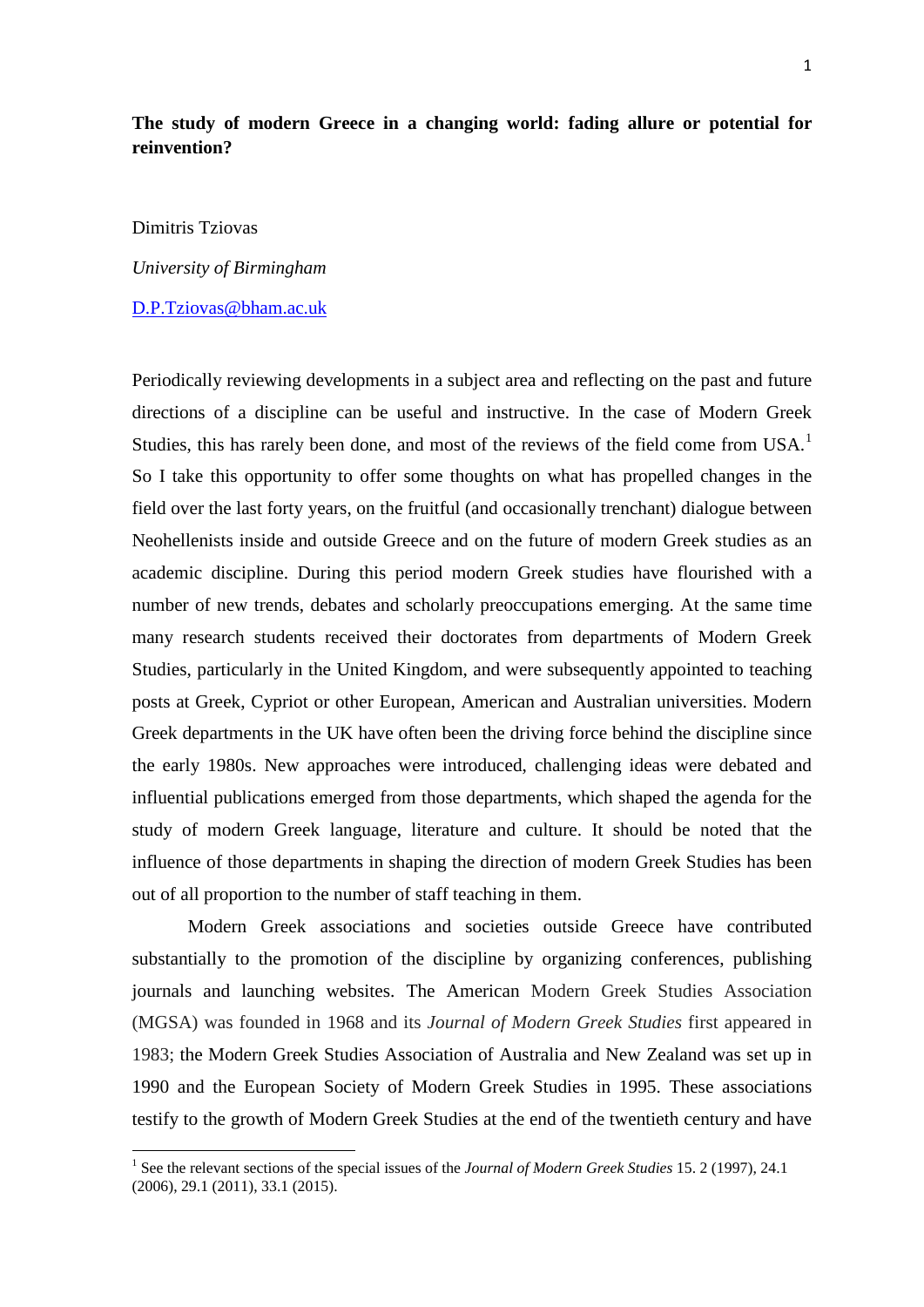**The study of modern Greece in a changing world: fading allure or potential for reinvention?**

Dimitris Tziovas

*University of Birmingham*

D.P.Tziovas@bham.ac.uk

Periodically reviewing developments in a subject area and reflecting on the past and future directions of a discipline can be useful and instructive. In the case of Modern Greek Studies, this has rarely been done, and most of the reviews of the field come from USA.[1] So I take this opportunity to offer some thoughts on what has propelled changes in the field over the last forty years, on the fruitful (and occasionally trenchant) dialogue between Neohellenists inside and outside Greece and on the future of modern Greek studies as an academic discipline. During this period modern Greek studies have flourished with a number of new trends, debates and scholarly preoccupations emerging. At the same time many research students received their doctorates from departments of Modern Greek Studies, particularly in the United Kingdom, and were subsequently appointed to teaching posts at Greek, Cypriot or other European, American and Australian universities. Modern Greek departments in the UK have often been the driving force behind the discipline since the early 1980s. New approaches were introduced, challenging ideas were debated and influential publications emerged from those departments, which shaped the agenda for the study of modern Greek language, literature and culture. It should be noted that the influence of those departments in shaping the direction of modern Greek Studies has been out of all proportion to the number of staff teaching in them.

Modern Greek associations and societies outside Greece have contributed substantially to the promotion of the discipline by organizing conferences, publishing journals and launching websites. The American Modern Greek Studies Association (MGSA) was founded in 1968 and its *Journal of Modern Greek Studies* first appeared in 1983; the Modern Greek Studies Association of Australia and New Zealand was set up in 1990 and the European Society of Modern Greek Studies in 1995. These associations testify to the growth of Modern Greek Studies at the end of the twentieth century and have

[1] See the relevant sections of the special issues of the *Journal of Modern Greek Studies* 15. 2 (1997), 24.1 (2006), 29.1 (2011), 33.1 (2015).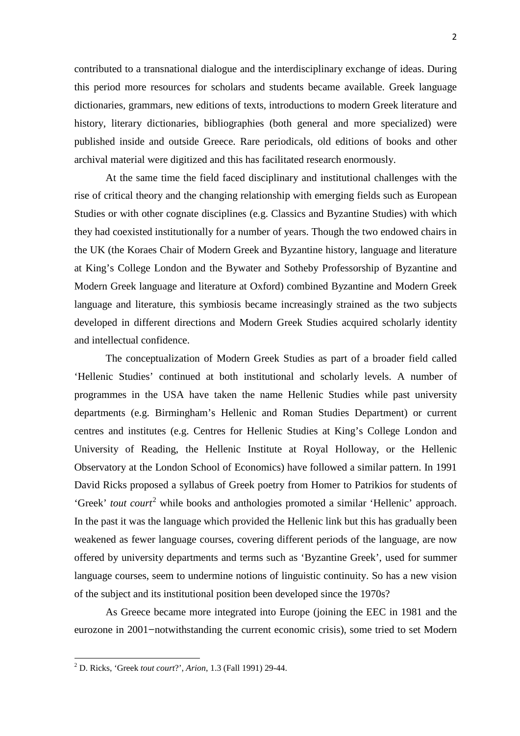contributed to a transnational dialogue and the interdisciplinary exchange of ideas. During this period more resources for scholars and students became available. Greek language dictionaries, grammars, new editions of texts, introductions to modern Greek literature and history, literary dictionaries, bibliographies (both general and more specialized) were published inside and outside Greece. Rare periodicals, old editions of books and other archival material were digitized and this has facilitated research enormously.

At the same time the field faced disciplinary and institutional challenges with the rise of critical theory and the changing relationship with emerging fields such as European Studies or with other cognate disciplines (e.g. Classics and Byzantine Studies) with which they had coexisted institutionally for a number of years. Though the two endowed chairs in the UK (the Koraes Chair of Modern Greek and Byzantine history, language and literature at King's College London and the Bywater and Sotheby Professorship of Byzantine and Modern Greek language and literature at Oxford) combined Byzantine and Modern Greek language and literature, this symbiosis became increasingly strained as the two subjects developed in different directions and Modern Greek Studies acquired scholarly identity and intellectual confidence.

The conceptualization of Modern Greek Studies as part of a broader field called 'Hellenic Studies' continued at both institutional and scholarly levels. A number of programmes in the USA have taken the name Hellenic Studies while past university departments (e.g. Birmingham's Hellenic and Roman Studies Department) or current centres and institutes (e.g. Centres for Hellenic Studies at King's College London and University of Reading, the Hellenic Institute at Royal Holloway, or the Hellenic Observatory at the London School of Economics) have followed a similar pattern. In 1991 David Ricks proposed a syllabus of Greek poetry from Homer to Patrikios for students of 'Greek' *tout court*[2] while books and anthologies promoted a similar 'Hellenic' approach. In the past it was the language which provided the Hellenic link but this has gradually been weakened as fewer language courses, covering different periods of the language, are now offered by university departments and terms such as 'Byzantine Greek', used for summer language courses, seem to undermine notions of linguistic continuity. So has a new vision of the subject and its institutional position been developed since the 1970s?

As Greece became more integrated into Europe (joining the EEC in 1981 and the eurozone in 2001−notwithstanding the current economic crisis), some tried to set Modern

[2] D. Ricks, 'Greek *tout court*?', *Arion*, 1.3 (Fall 1991) 29-44.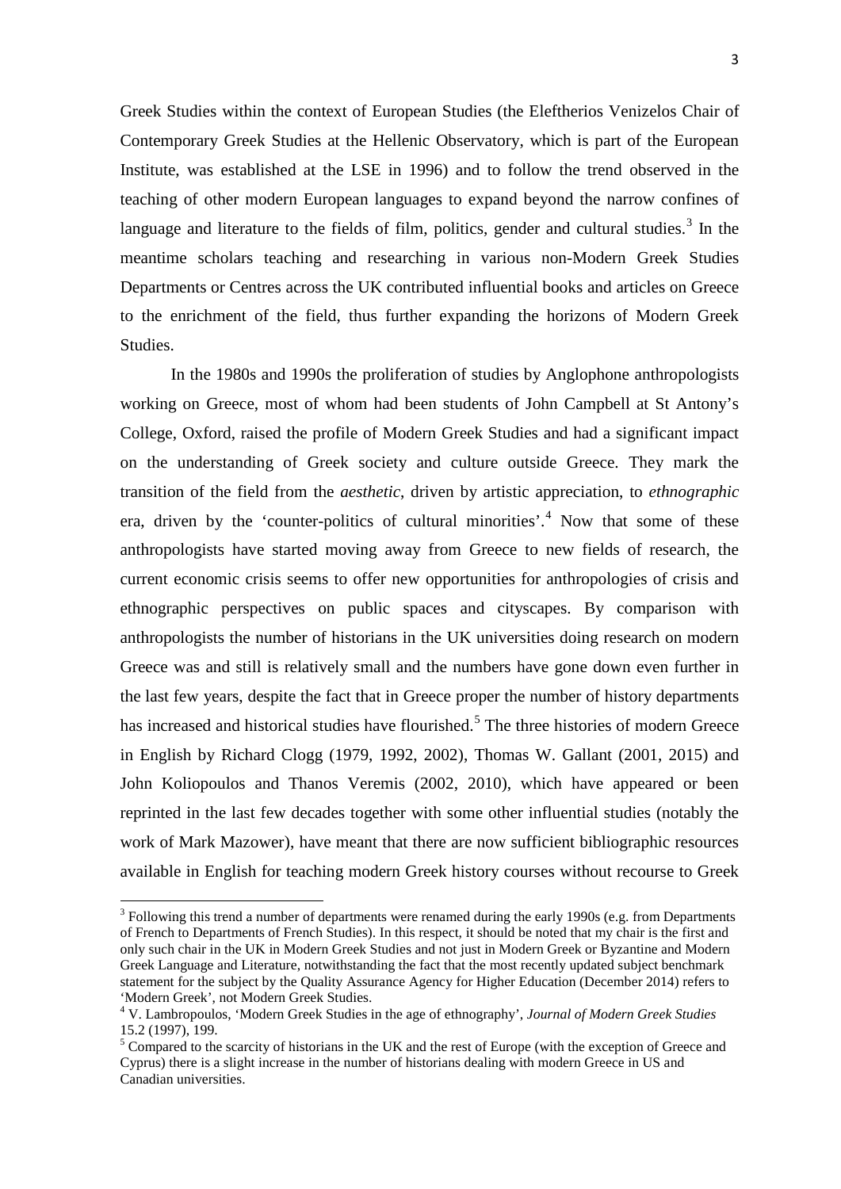Greek Studies within the context of European Studies (the Eleftherios Venizelos Chair of Contemporary Greek Studies at the Hellenic Observatory, which is part of the European Institute, was established at the LSE in 1996) and to follow the trend observed in the teaching of other modern European languages to expand beyond the narrow confines of language and literature to the fields of film, politics, gender and cultural studies.[3] In the meantime scholars teaching and researching in various non-Modern Greek Studies Departments or Centres across the UK contributed influential books and articles on Greece to the enrichment of the field, thus further expanding the horizons of Modern Greek Studies.

In the 1980s and 1990s the proliferation of studies by Anglophone anthropologists working on Greece, most of whom had been students of John Campbell at St Antony's College, Oxford, raised the profile of Modern Greek Studies and had a significant impact on the understanding of Greek society and culture outside Greece. They mark the transition of the field from the *aesthetic*, driven by artistic appreciation, to *ethnographic* era, driven by the 'counter-politics of cultural minorities'.[4] Now that some of these anthropologists have started moving away from Greece to new fields of research, the current economic crisis seems to offer new opportunities for anthropologies of crisis and ethnographic perspectives on public spaces and cityscapes. By comparison with anthropologists the number of historians in the UK universities doing research on modern Greece was and still is relatively small and the numbers have gone down even further in the last few years, despite the fact that in Greece proper the number of history departments has increased and historical studies have flourished.[5] The three histories of modern Greece in English by Richard Clogg (1979, 1992, 2002), Thomas W. Gallant (2001, 2015) and John Koliopoulos and Thanos Veremis (2002, 2010), which have appeared or been reprinted in the last few decades together with some other influential studies (notably the work of Mark Mazower), have meant that there are now sufficient bibliographic resources available in English for teaching modern Greek history courses without recourse to Greek

---

[3] Following this trend a number of departments were renamed during the early 1990s (e.g. from Departments of French to Departments of French Studies). In this respect, it should be noted that my chair is the first and only such chair in the UK in Modern Greek Studies and not just in Modern Greek or Byzantine and Modern Greek Language and Literature, notwithstanding the fact that the most recently updated subject benchmark statement for the subject by the Quality Assurance Agency for Higher Education (December 2014) refers to 'Modern Greek', not Modern Greek Studies.

[4] V. Lambropoulos, 'Modern Greek Studies in the age of ethnography', *Journal of Modern Greek Studies* 15.2 (1997), 199.

[5] Compared to the scarcity of historians in the UK and the rest of Europe (with the exception of Greece and Cyprus) there is a slight increase in the number of historians dealing with modern Greece in US and Canadian universities.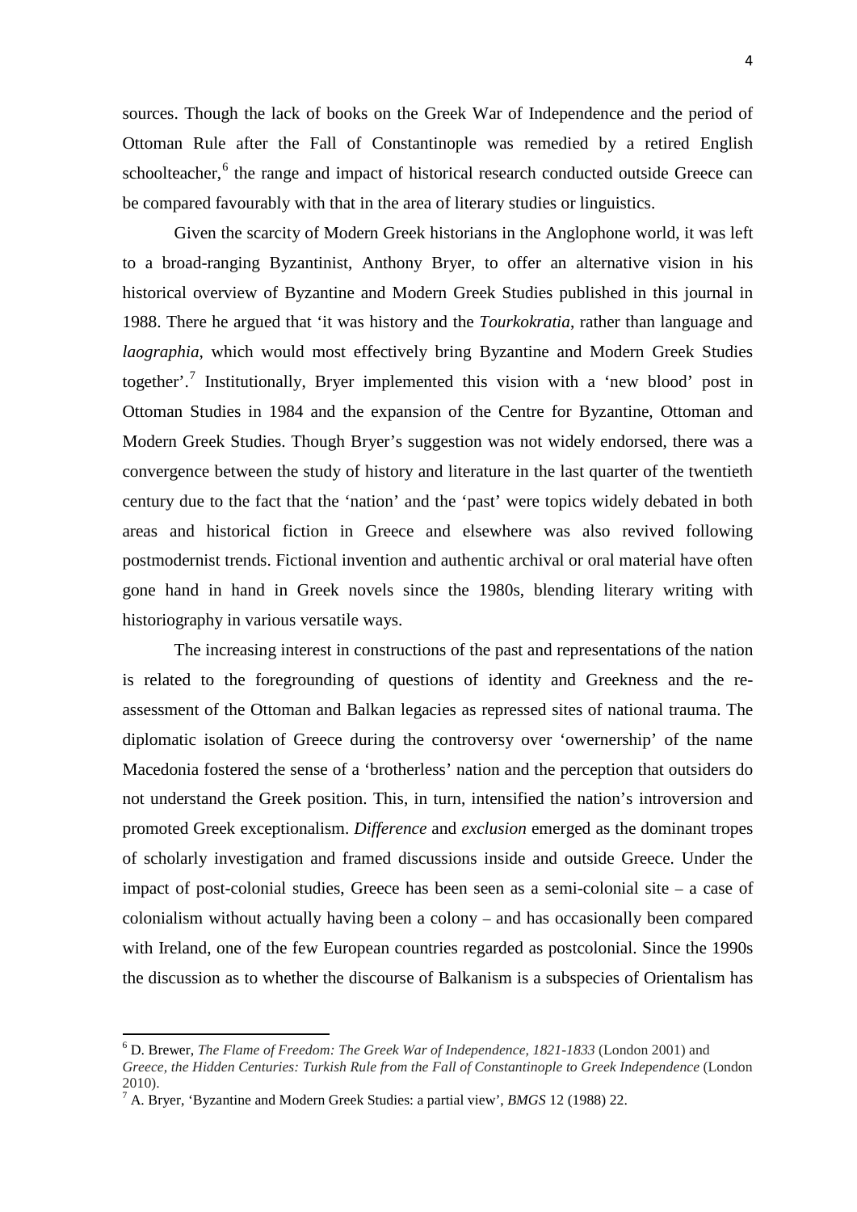sources. Though the lack of books on the Greek War of Independence and the period of Ottoman Rule after the Fall of Constantinople was remedied by a retired English schoolteacher,[6] the range and impact of historical research conducted outside Greece can be compared favourably with that in the area of literary studies or linguistics.

Given the scarcity of Modern Greek historians in the Anglophone world, it was left to a broad-ranging Byzantinist, Anthony Bryer, to offer an alternative vision in his historical overview of Byzantine and Modern Greek Studies published in this journal in 1988. There he argued that 'it was history and the *Tourkokratia*, rather than language and *laographia*, which would most effectively bring Byzantine and Modern Greek Studies together'.[7] Institutionally, Bryer implemented this vision with a 'new blood' post in Ottoman Studies in 1984 and the expansion of the Centre for Byzantine, Ottoman and Modern Greek Studies. Though Bryer's suggestion was not widely endorsed, there was a convergence between the study of history and literature in the last quarter of the twentieth century due to the fact that the 'nation' and the 'past' were topics widely debated in both areas and historical fiction in Greece and elsewhere was also revived following postmodernist trends. Fictional invention and authentic archival or oral material have often gone hand in hand in Greek novels since the 1980s, blending literary writing with historiography in various versatile ways.

The increasing interest in constructions of the past and representations of the nation is related to the foregrounding of questions of identity and Greekness and the re-assessment of the Ottoman and Balkan legacies as repressed sites of national trauma. The diplomatic isolation of Greece during the controversy over 'owernership' of the name Macedonia fostered the sense of a 'brotherless' nation and the perception that outsiders do not understand the Greek position. This, in turn, intensified the nation's introversion and promoted Greek exceptionalism. *Difference* and *exclusion* emerged as the dominant tropes of scholarly investigation and framed discussions inside and outside Greece. Under the impact of post-colonial studies, Greece has been seen as a semi-colonial site – a case of colonialism without actually having been a colony – and has occasionally been compared with Ireland, one of the few European countries regarded as postcolonial. Since the 1990s the discussion as to whether the discourse of Balkanism is a subspecies of Orientalism has

[6] D. Brewer, *The Flame of Freedom: The Greek War of Independence, 1821-1833* (London 2001) and *Greece, the Hidden Centuries: Turkish Rule from the Fall of Constantinople to Greek Independence* (London 2010).

[7] A. Bryer, 'Byzantine and Modern Greek Studies: a partial view', *BMGS* 12 (1988) 22.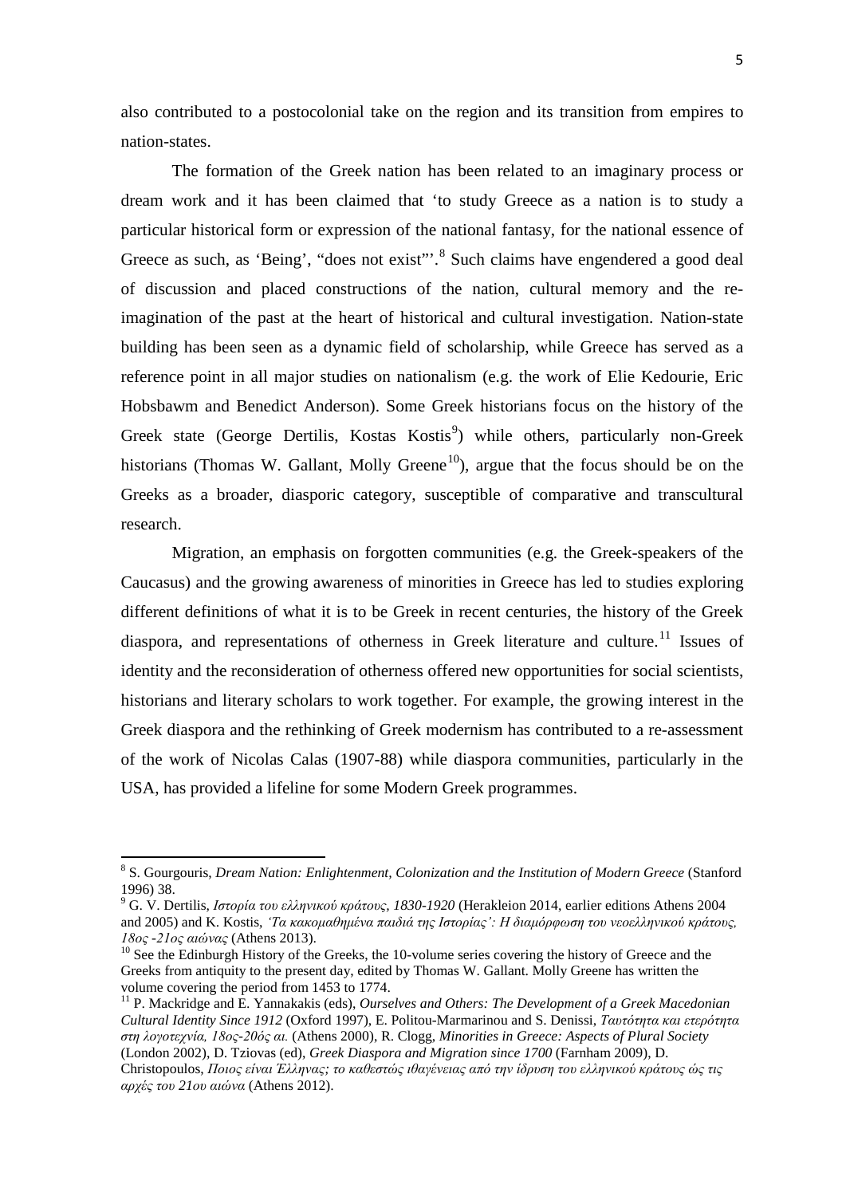also contributed to a postocolonial take on the region and its transition from empires to nation-states.

The formation of the Greek nation has been related to an imaginary process or dream work and it has been claimed that 'to study Greece as a nation is to study a particular historical form or expression of the national fantasy, for the national essence of Greece as such, as 'Being', "does not exist"'.[8] Such claims have engendered a good deal of discussion and placed constructions of the nation, cultural memory and the re-imagination of the past at the heart of historical and cultural investigation. Nation-state building has been seen as a dynamic field of scholarship, while Greece has served as a reference point in all major studies on nationalism (e.g. the work of Elie Kedourie, Eric Hobsbawm and Benedict Anderson). Some Greek historians focus on the history of the Greek state (George Dertilis, Kostas Kostis[9]) while others, particularly non-Greek historians (Thomas W. Gallant, Molly Greene[10]), argue that the focus should be on the Greeks as a broader, diasporic category, susceptible of comparative and transcultural research.

Migration, an emphasis on forgotten communities (e.g. the Greek-speakers of the Caucasus) and the growing awareness of minorities in Greece has led to studies exploring different definitions of what it is to be Greek in recent centuries, the history of the Greek diaspora, and representations of otherness in Greek literature and culture.[11] Issues of identity and the reconsideration of otherness offered new opportunities for social scientists, historians and literary scholars to work together. For example, the growing interest in the Greek diaspora and the rethinking of Greek modernism has contributed to a re-assessment of the work of Nicolas Calas (1907-88) while diaspora communities, particularly in the USA, has provided a lifeline for some Modern Greek programmes.

---

[8] S. Gourgouris, *Dream Nation: Enlightenment, Colonization and the Institution of Modern Greece* (Stanford 1996) 38.

[9] G. V. Dertilis, *Ιστορία του ελληνικού κράτους, 1830-1920* (Herakleion 2014, earlier editions Athens 2004 and 2005) and K. Kostis, *'Τα κακομαθημένα παιδιά της Ιστορίας': Η διαμόρφωση του νεοελληνικού κράτους, 18ος -21ος αιώνας* (Athens 2013).

[10] See the Edinburgh History of the Greeks, the 10-volume series covering the history of Greece and the Greeks from antiquity to the present day, edited by Thomas W. Gallant. Molly Greene has written the volume covering the period from 1453 to 1774.

[11] P. Mackridge and E. Yannakakis (eds), *Ourselves and Others: The Development of a Greek Macedonian Cultural Identity Since 1912* (Oxford 1997), E. Politou-Marmarinou and S. Denissi, *Ταυτότητα και ετερότητα στη λογοτεχνία, 18ος-20ός αι.* (Athens 2000), R. Clogg, *Minorities in Greece: Aspects of Plural Society* (London 2002), D. Tziovas (ed), *Greek Diaspora and Migration since 1700* (Farnham 2009), D. Christopoulos, *Ποιος είναι Έλληνας; το καθεστώς ιθαγένειας από την ίδρυση του ελληνικού κράτους ώς τις αρχές του 21ου αιώνα* (Athens 2012).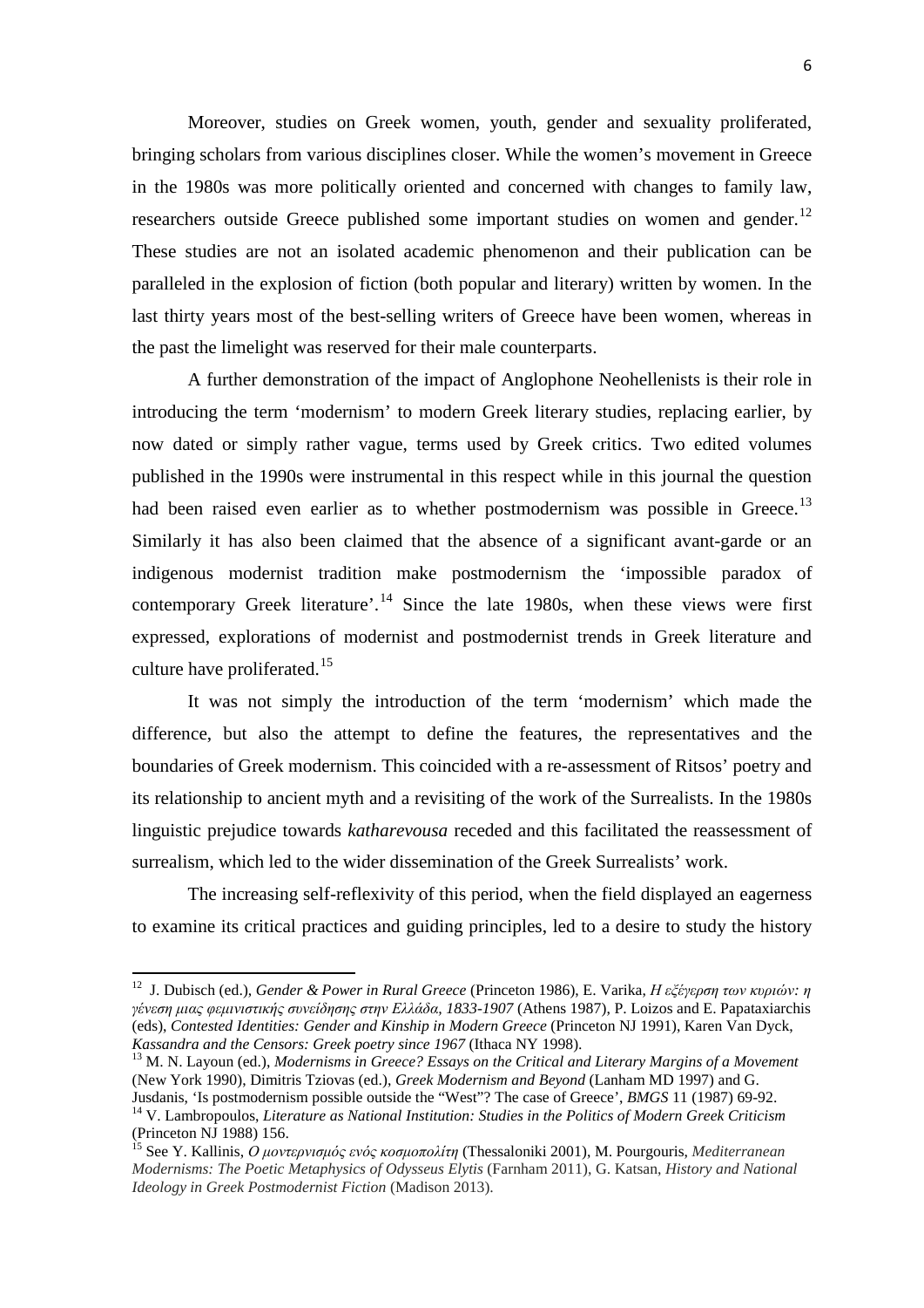Moreover, studies on Greek women, youth, gender and sexuality proliferated, bringing scholars from various disciplines closer. While the women's movement in Greece in the 1980s was more politically oriented and concerned with changes to family law, researchers outside Greece published some important studies on women and gender.[12] These studies are not an isolated academic phenomenon and their publication can be paralleled in the explosion of fiction (both popular and literary) written by women. In the last thirty years most of the best-selling writers of Greece have been women, whereas in the past the limelight was reserved for their male counterparts.

A further demonstration of the impact of Anglophone Neohellenists is their role in introducing the term 'modernism' to modern Greek literary studies, replacing earlier, by now dated or simply rather vague, terms used by Greek critics. Two edited volumes published in the 1990s were instrumental in this respect while in this journal the question had been raised even earlier as to whether postmodernism was possible in Greece.[13] Similarly it has also been claimed that the absence of a significant avant-garde or an indigenous modernist tradition make postmodernism the 'impossible paradox of contemporary Greek literature'.[14] Since the late 1980s, when these views were first expressed, explorations of modernist and postmodernist trends in Greek literature and culture have proliferated.[15]

It was not simply the introduction of the term 'modernism' which made the difference, but also the attempt to define the features, the representatives and the boundaries of Greek modernism. This coincided with a re-assessment of Ritsos' poetry and its relationship to ancient myth and a revisiting of the work of the Surrealists. In the 1980s linguistic prejudice towards *katharevousa* receded and this facilitated the reassessment of surrealism, which led to the wider dissemination of the Greek Surrealists' work.

The increasing self-reflexivity of this period, when the field displayed an eagerness to examine its critical practices and guiding principles, led to a desire to study the history

---

[12] J. Dubisch (ed.), *Gender & Power in Rural Greece* (Princeton 1986), E. Varika, *Η εξέγερση των κυριών: η γένεση μιας φεμινιστικής συνείδησης στην Ελλάδα, 1833-1907* (Athens 1987), P. Loizos and E. Papataxiarchis (eds), *Contested Identities: Gender and Kinship in Modern Greece* (Princeton NJ 1991), Karen Van Dyck, *Kassandra and the Censors: Greek poetry since 1967* (Ithaca NY 1998).

[13] M. N. Layoun (ed.), *Modernisms in Greece? Essays on the Critical and Literary Margins of a Movement* (New York 1990), Dimitris Tziovas (ed.), *Greek Modernism and Beyond* (Lanham MD 1997) and G. Jusdanis, 'Is postmodernism possible outside the "West"? The case of Greece', *BMGS* 11 (1987) 69-92.

[14] V. Lambropoulos, *Literature as National Institution: Studies in the Politics of Modern Greek Criticism* (Princeton NJ 1988) 156.

[15] See Y. Kallinis, *Ο μοντερνισμός ενός κοσμοπολίτη* (Thessaloniki 2001), M. Pourgouris, *Mediterranean Modernisms: The Poetic Metaphysics of Odysseus Elytis* (Farnham 2011), G. Katsan, *History and National Ideology in Greek Postmodernist Fiction* (Madison 2013).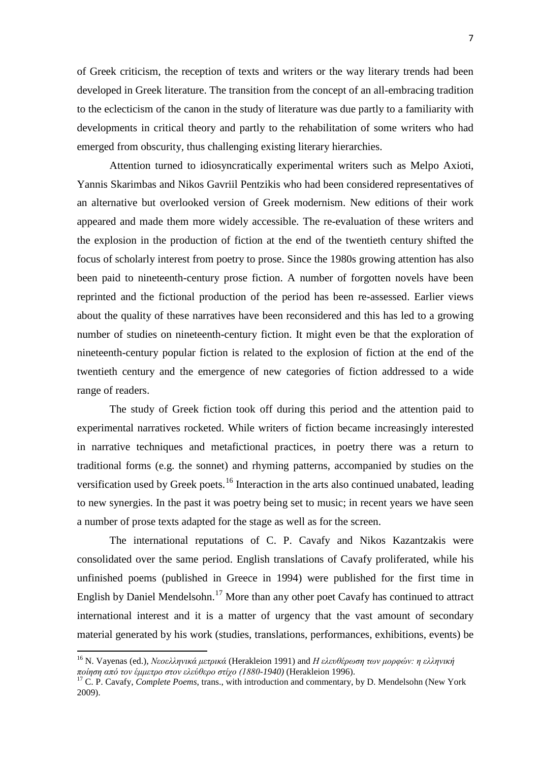of Greek criticism, the reception of texts and writers or the way literary trends had been developed in Greek literature. The transition from the concept of an all-embracing tradition to the eclecticism of the canon in the study of literature was due partly to a familiarity with developments in critical theory and partly to the rehabilitation of some writers who had emerged from obscurity, thus challenging existing literary hierarchies.

Attention turned to idiosyncratically experimental writers such as Melpo Axioti, Yannis Skarimbas and Nikos Gavriil Pentzikis who had been considered representatives of an alternative but overlooked version of Greek modernism. New editions of their work appeared and made them more widely accessible. The re-evaluation of these writers and the explosion in the production of fiction at the end of the twentieth century shifted the focus of scholarly interest from poetry to prose. Since the 1980s growing attention has also been paid to nineteenth-century prose fiction. A number of forgotten novels have been reprinted and the fictional production of the period has been re-assessed. Earlier views about the quality of these narratives have been reconsidered and this has led to a growing number of studies on nineteenth-century fiction. It might even be that the exploration of nineteenth-century popular fiction is related to the explosion of fiction at the end of the twentieth century and the emergence of new categories of fiction addressed to a wide range of readers.

The study of Greek fiction took off during this period and the attention paid to experimental narratives rocketed. While writers of fiction became increasingly interested in narrative techniques and metafictional practices, in poetry there was a return to traditional forms (e.g. the sonnet) and rhyming patterns, accompanied by studies on the versification used by Greek poets.[16] Interaction in the arts also continued unabated, leading to new synergies. In the past it was poetry being set to music; in recent years we have seen a number of prose texts adapted for the stage as well as for the screen.

The international reputations of C. P. Cavafy and Nikos Kazantzakis were consolidated over the same period. English translations of Cavafy proliferated, while his unfinished poems (published in Greece in 1994) were published for the first time in English by Daniel Mendelsohn.[17] More than any other poet Cavafy has continued to attract international interest and it is a matter of urgency that the vast amount of secondary material generated by his work (studies, translations, performances, exhibitions, events) be

---

[16] N. Vayenas (ed.), *Νεοελληνικά μετρικά* (Herakleion 1991) and *Η ελευθέρωση των μορφών: η ελληνική ποίηση από τον έμμετρο στον ελεύθερο στίχο (1880-1940)* (Herakleion 1996).

[17] C. P. Cavafy, *Complete Poems*, trans., with introduction and commentary, by D. Mendelsohn (New York 2009).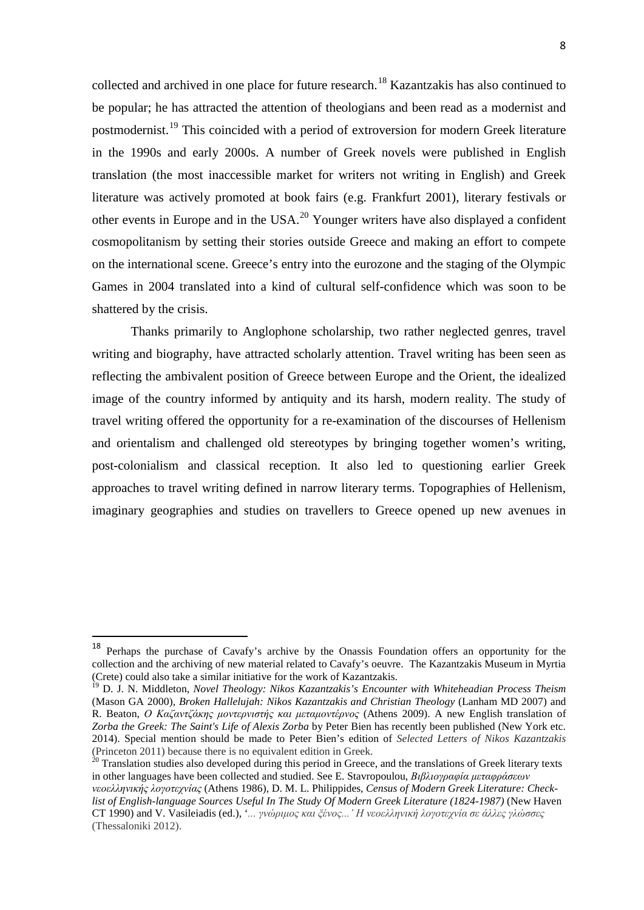collected and archived in one place for future research.[18] Kazantzakis has also continued to be popular; he has attracted the attention of theologians and been read as a modernist and postmodernist.[19] This coincided with a period of extroversion for modern Greek literature in the 1990s and early 2000s. A number of Greek novels were published in English translation (the most inaccessible market for writers not writing in English) and Greek literature was actively promoted at book fairs (e.g. Frankfurt 2001), literary festivals or other events in Europe and in the USA.[20] Younger writers have also displayed a confident cosmopolitanism by setting their stories outside Greece and making an effort to compete on the international scene. Greece's entry into the eurozone and the staging of the Olympic Games in 2004 translated into a kind of cultural self-confidence which was soon to be shattered by the crisis.

Thanks primarily to Anglophone scholarship, two rather neglected genres, travel writing and biography, have attracted scholarly attention. Travel writing has been seen as reflecting the ambivalent position of Greece between Europe and the Orient, the idealized image of the country informed by antiquity and its harsh, modern reality. The study of travel writing offered the opportunity for a re-examination of the discourses of Hellenism and orientalism and challenged old stereotypes by bringing together women's writing, post-colonialism and classical reception. It also led to questioning earlier Greek approaches to travel writing defined in narrow literary terms. Topographies of Hellenism, imaginary geographies and studies on travellers to Greece opened up new avenues in

---

[18] Perhaps the purchase of Cavafy's archive by the Onassis Foundation offers an opportunity for the collection and the archiving of new material related to Cavafy's oeuvre. The Kazantzakis Museum in Myrtia (Crete) could also take a similar initiative for the work of Kazantzakis.

[19] D. J. N. Middleton, *Novel Theology: Nikos Kazantzakis's Encounter with Whiteheadian Process Theism* (Mason GA 2000), *Broken Hallelujah: Nikos Kazantzakis and Christian Theology* (Lanham MD 2007) and R. Beaton, *Ο Καζαντζάκης μοντερνιστής και μεταμοντέρνος* (Athens 2009). A new English translation of *Zorba the Greek: The Saint's Life of Alexis Zorba* by Peter Bien has recently been published (New York etc. 2014). Special mention should be made to Peter Bien's edition of *Selected Letters of Nikos Kazantzakis* (Princeton 2011) because there is no equivalent edition in Greek.

[20] Translation studies also developed during this period in Greece, and the translations of Greek literary texts in other languages have been collected and studied. See E. Stavropoulou, *Βιβλιογραφία μεταφράσεων νεοελληνικής λογοτεχνίας* (Athens 1986), D. M. L. Philippides, *Census of Modern Greek Literature: Check-list of English-language Sources Useful In The Study Of Modern Greek Literature (1824-1987)* (New Haven CT 1990) and V. Vasileiadis (ed.), *'... γνώριμος και ξένος...' Η νεοελληνική λογοτεχνία σε άλλες γλώσσες* (Thessaloniki 2012).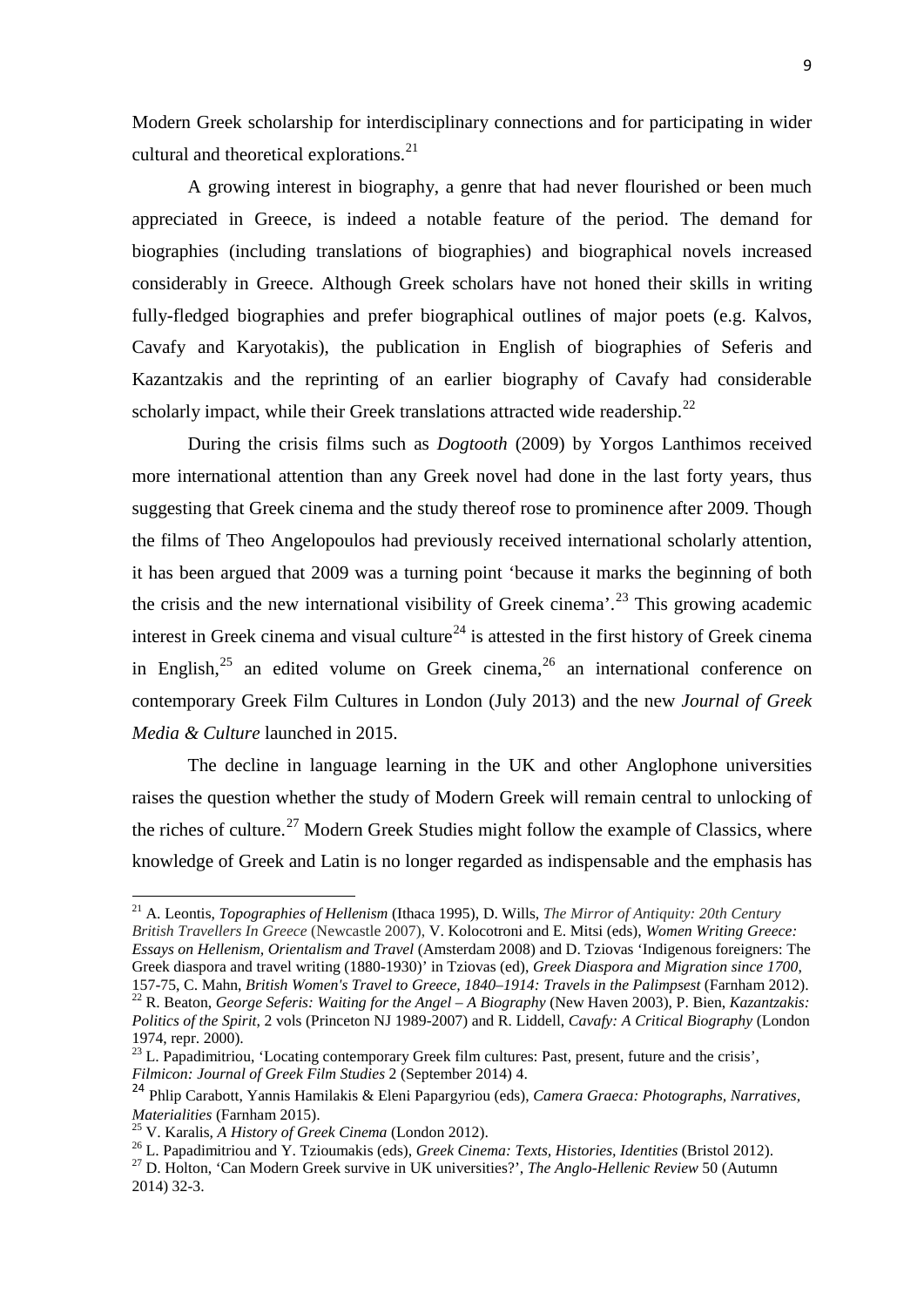Modern Greek scholarship for interdisciplinary connections and for participating in wider cultural and theoretical explorations.[21]

A growing interest in biography, a genre that had never flourished or been much appreciated in Greece, is indeed a notable feature of the period. The demand for biographies (including translations of biographies) and biographical novels increased considerably in Greece. Although Greek scholars have not honed their skills in writing fully-fledged biographies and prefer biographical outlines of major poets (e.g. Kalvos, Cavafy and Karyotakis), the publication in English of biographies of Seferis and Kazantzakis and the reprinting of an earlier biography of Cavafy had considerable scholarly impact, while their Greek translations attracted wide readership.[22]

During the crisis films such as *Dogtooth* (2009) by Yorgos Lanthimos received more international attention than any Greek novel had done in the last forty years, thus suggesting that Greek cinema and the study thereof rose to prominence after 2009. Though the films of Theo Angelopoulos had previously received international scholarly attention, it has been argued that 2009 was a turning point 'because it marks the beginning of both the crisis and the new international visibility of Greek cinema'.[23] This growing academic interest in Greek cinema and visual culture[24] is attested in the first history of Greek cinema in English,[25] an edited volume on Greek cinema,[26] an international conference on contemporary Greek Film Cultures in London (July 2013) and the new *Journal of Greek Media & Culture* launched in 2015.

The decline in language learning in the UK and other Anglophone universities raises the question whether the study of Modern Greek will remain central to unlocking of the riches of culture.[27] Modern Greek Studies might follow the example of Classics, where knowledge of Greek and Latin is no longer regarded as indispensable and the emphasis has

---

[21] A. Leontis, *Topographies of Hellenism* (Ithaca 1995), D. Wills, *The Mirror of Antiquity: 20th Century British Travellers In Greece* (Newcastle 2007), V. Kolocotroni and E. Mitsi (eds), *Women Writing Greece: Essays on Hellenism, Orientalism and Travel* (Amsterdam 2008) and D. Tziovas 'Indigenous foreigners: The Greek diaspora and travel writing (1880-1930)' in Tziovas (ed), *Greek Diaspora and Migration since 1700*, 157-75, C. Mahn, *British Women's Travel to Greece, 1840–1914: Travels in the Palimpsest* (Farnham 2012).

[22] R. Beaton, *George Seferis: Waiting for the Angel – A Biography* (New Haven 2003), P. Bien, *Kazantzakis: Politics of the Spirit*, 2 vols (Princeton NJ 1989-2007) and R. Liddell, *Cavafy: A Critical Biography* (London 1974, repr. 2000).

[23] L. Papadimitriou, 'Locating contemporary Greek film cultures: Past, present, future and the crisis', *Filmicon: Journal of Greek Film Studies* 2 (September 2014) 4.

[24] Phlip Carabott, Yannis Hamilakis & Eleni Papargyriou (eds), *Camera Graeca: Photographs, Narratives, Materialities* (Farnham 2015).

[25] V. Karalis, *A History of Greek Cinema* (London 2012).

[26] L. Papadimitriou and Y. Tzioumakis (eds), *Greek Cinema: Texts, Histories, Identities* (Bristol 2012).

[27] D. Holton, 'Can Modern Greek survive in UK universities?', *The Anglo-Hellenic Review* 50 (Autumn 2014) 32-3.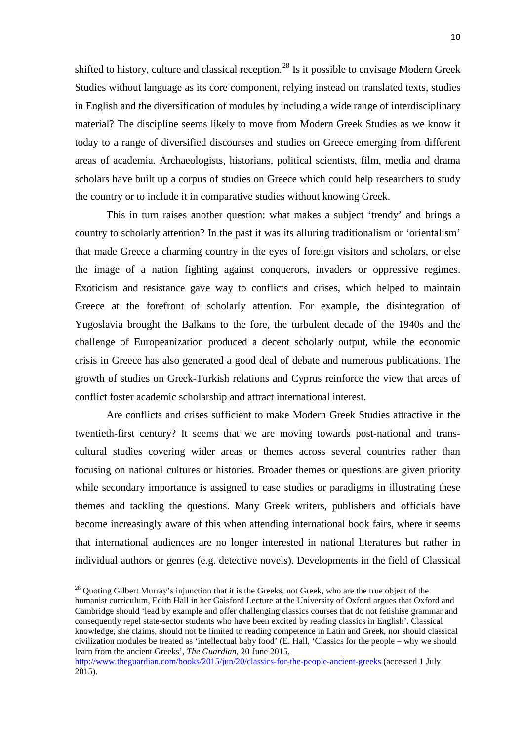shifted to history, culture and classical reception.[28] Is it possible to envisage Modern Greek Studies without language as its core component, relying instead on translated texts, studies in English and the diversification of modules by including a wide range of interdisciplinary material? The discipline seems likely to move from Modern Greek Studies as we know it today to a range of diversified discourses and studies on Greece emerging from different areas of academia. Archaeologists, historians, political scientists, film, media and drama scholars have built up a corpus of studies on Greece which could help researchers to study the country or to include it in comparative studies without knowing Greek.

This in turn raises another question: what makes a subject 'trendy' and brings a country to scholarly attention? In the past it was its alluring traditionalism or 'orientalism' that made Greece a charming country in the eyes of foreign visitors and scholars, or else the image of a nation fighting against conquerors, invaders or oppressive regimes. Exoticism and resistance gave way to conflicts and crises, which helped to maintain Greece at the forefront of scholarly attention. For example, the disintegration of Yugoslavia brought the Balkans to the fore, the turbulent decade of the 1940s and the challenge of Europeanization produced a decent scholarly output, while the economic crisis in Greece has also generated a good deal of debate and numerous publications. The growth of studies on Greek-Turkish relations and Cyprus reinforce the view that areas of conflict foster academic scholarship and attract international interest.

Are conflicts and crises sufficient to make Modern Greek Studies attractive in the twentieth-first century? It seems that we are moving towards post-national and trans-cultural studies covering wider areas or themes across several countries rather than focusing on national cultures or histories. Broader themes or questions are given priority while secondary importance is assigned to case studies or paradigms in illustrating these themes and tackling the questions. Many Greek writers, publishers and officials have become increasingly aware of this when attending international book fairs, where it seems that international audiences are no longer interested in national literatures but rather in individual authors or genres (e.g. detective novels). Developments in the field of Classical

---

[28] Quoting Gilbert Murray's injunction that it is the Greeks, not Greek, who are the true object of the humanist curriculum, Edith Hall in her Gaisford Lecture at the University of Oxford argues that Oxford and Cambridge should 'lead by example and offer challenging classics courses that do not fetishise grammar and consequently repel state-sector students who have been excited by reading classics in English'. Classical knowledge, she claims, should not be limited to reading competence in Latin and Greek, nor should classical civilization modules be treated as 'intellectual baby food' (E. Hall, 'Classics for the people – why we should learn from the ancient Greeks', *The Guardian*, 20 June 2015, http://www.theguardian.com/books/2015/jun/20/classics-for-the-people-ancient-greeks (accessed 1 July 2015).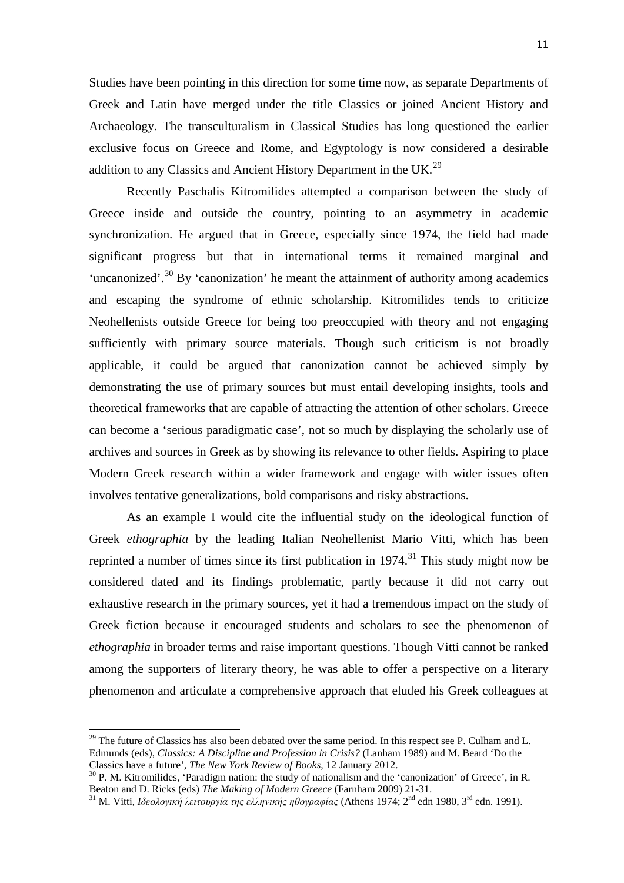Studies have been pointing in this direction for some time now, as separate Departments of Greek and Latin have merged under the title Classics or joined Ancient History and Archaeology. The transculturalism in Classical Studies has long questioned the earlier exclusive focus on Greece and Rome, and Egyptology is now considered a desirable addition to any Classics and Ancient History Department in the UK.[29]

Recently Paschalis Kitromilides attempted a comparison between the study of Greece inside and outside the country, pointing to an asymmetry in academic synchronization. He argued that in Greece, especially since 1974, the field had made significant progress but that in international terms it remained marginal and 'uncanonized'.[30] By 'canonization' he meant the attainment of authority among academics and escaping the syndrome of ethnic scholarship. Kitromilides tends to criticize Neohellenists outside Greece for being too preoccupied with theory and not engaging sufficiently with primary source materials. Though such criticism is not broadly applicable, it could be argued that canonization cannot be achieved simply by demonstrating the use of primary sources but must entail developing insights, tools and theoretical frameworks that are capable of attracting the attention of other scholars. Greece can become a 'serious paradigmatic case', not so much by displaying the scholarly use of archives and sources in Greek as by showing its relevance to other fields. Aspiring to place Modern Greek research within a wider framework and engage with wider issues often involves tentative generalizations, bold comparisons and risky abstractions.

As an example I would cite the influential study on the ideological function of Greek *ethographia* by the leading Italian Neohellenist Mario Vitti, which has been reprinted a number of times since its first publication in 1974.[31] This study might now be considered dated and its findings problematic, partly because it did not carry out exhaustive research in the primary sources, yet it had a tremendous impact on the study of Greek fiction because it encouraged students and scholars to see the phenomenon of *ethographia* in broader terms and raise important questions. Though Vitti cannot be ranked among the supporters of literary theory, he was able to offer a perspective on a literary phenomenon and articulate a comprehensive approach that eluded his Greek colleagues at

---

[29] The future of Classics has also been debated over the same period. In this respect see P. Culham and L. Edmunds (eds), *Classics: A Discipline and Profession in Crisis?* (Lanham 1989) and M. Beard 'Do the Classics have a future', *The New York Review of Books*, 12 January 2012.

[30] P. M. Kitromilides, 'Paradigm nation: the study of nationalism and the 'canonization' of Greece', in R. Beaton and D. Ricks (eds) *The Making of Modern Greece* (Farnham 2009) 21-31.

[31] M. Vitti, *Ιδεολογική λειτουργία της ελληνικής ηθογραφίας* (Athens 1974; 2nd edn 1980, 3rd edn. 1991).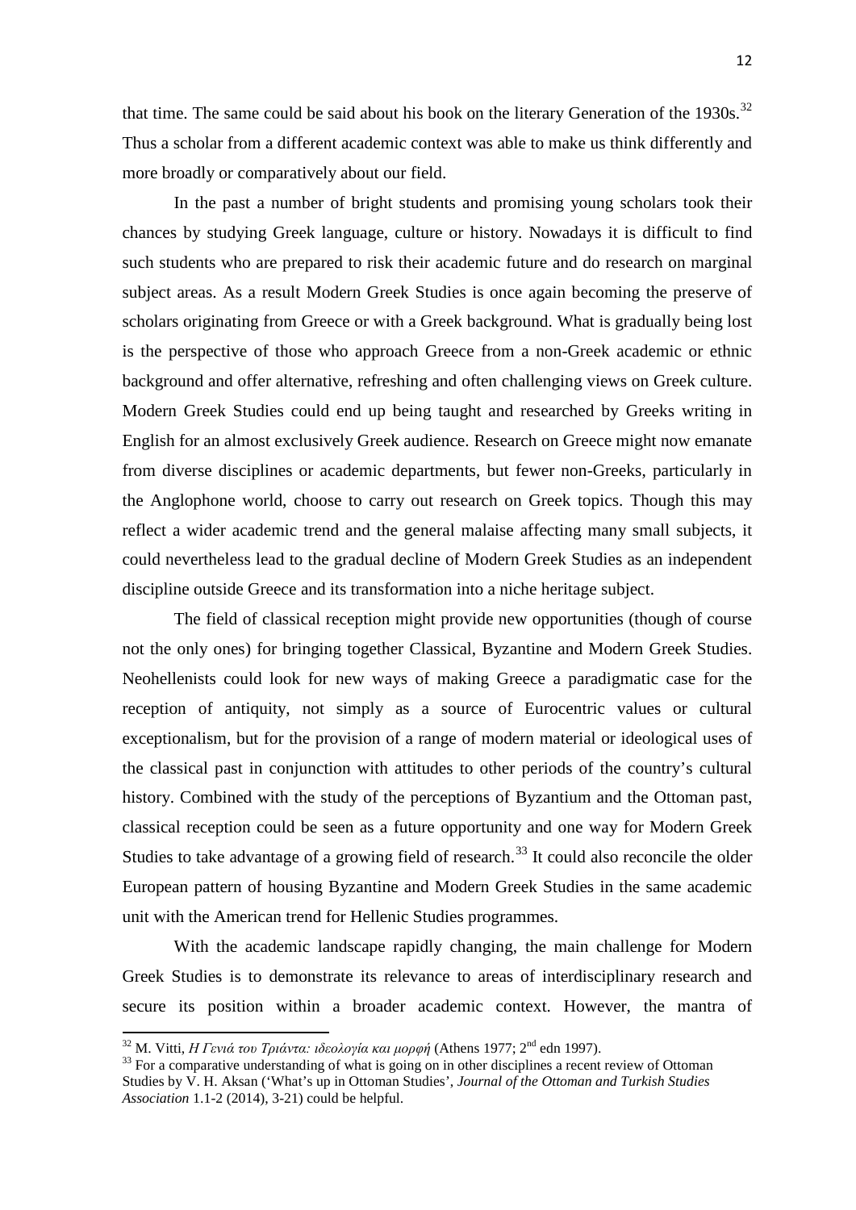that time. The same could be said about his book on the literary Generation of the 1930s.[32] Thus a scholar from a different academic context was able to make us think differently and more broadly or comparatively about our field.

In the past a number of bright students and promising young scholars took their chances by studying Greek language, culture or history. Nowadays it is difficult to find such students who are prepared to risk their academic future and do research on marginal subject areas. As a result Modern Greek Studies is once again becoming the preserve of scholars originating from Greece or with a Greek background. What is gradually being lost is the perspective of those who approach Greece from a non-Greek academic or ethnic background and offer alternative, refreshing and often challenging views on Greek culture. Modern Greek Studies could end up being taught and researched by Greeks writing in English for an almost exclusively Greek audience. Research on Greece might now emanate from diverse disciplines or academic departments, but fewer non-Greeks, particularly in the Anglophone world, choose to carry out research on Greek topics. Though this may reflect a wider academic trend and the general malaise affecting many small subjects, it could nevertheless lead to the gradual decline of Modern Greek Studies as an independent discipline outside Greece and its transformation into a niche heritage subject.

The field of classical reception might provide new opportunities (though of course not the only ones) for bringing together Classical, Byzantine and Modern Greek Studies. Neohellenists could look for new ways of making Greece a paradigmatic case for the reception of antiquity, not simply as a source of Eurocentric values or cultural exceptionalism, but for the provision of a range of modern material or ideological uses of the classical past in conjunction with attitudes to other periods of the country's cultural history. Combined with the study of the perceptions of Byzantium and the Ottoman past, classical reception could be seen as a future opportunity and one way for Modern Greek Studies to take advantage of a growing field of research.[33] It could also reconcile the older European pattern of housing Byzantine and Modern Greek Studies in the same academic unit with the American trend for Hellenic Studies programmes.

With the academic landscape rapidly changing, the main challenge for Modern Greek Studies is to demonstrate its relevance to areas of interdisciplinary research and secure its position within a broader academic context. However, the mantra of

---

[32] M. Vitti, *Η Γενιά του Τριάντα: ιδεολογία και μορφή* (Athens 1977; 2nd edn 1997).

[33] For a comparative understanding of what is going on in other disciplines a recent review of Ottoman Studies by V. H. Aksan ('What's up in Ottoman Studies', *Journal of the Ottoman and Turkish Studies Association* 1.1-2 (2014), 3-21) could be helpful.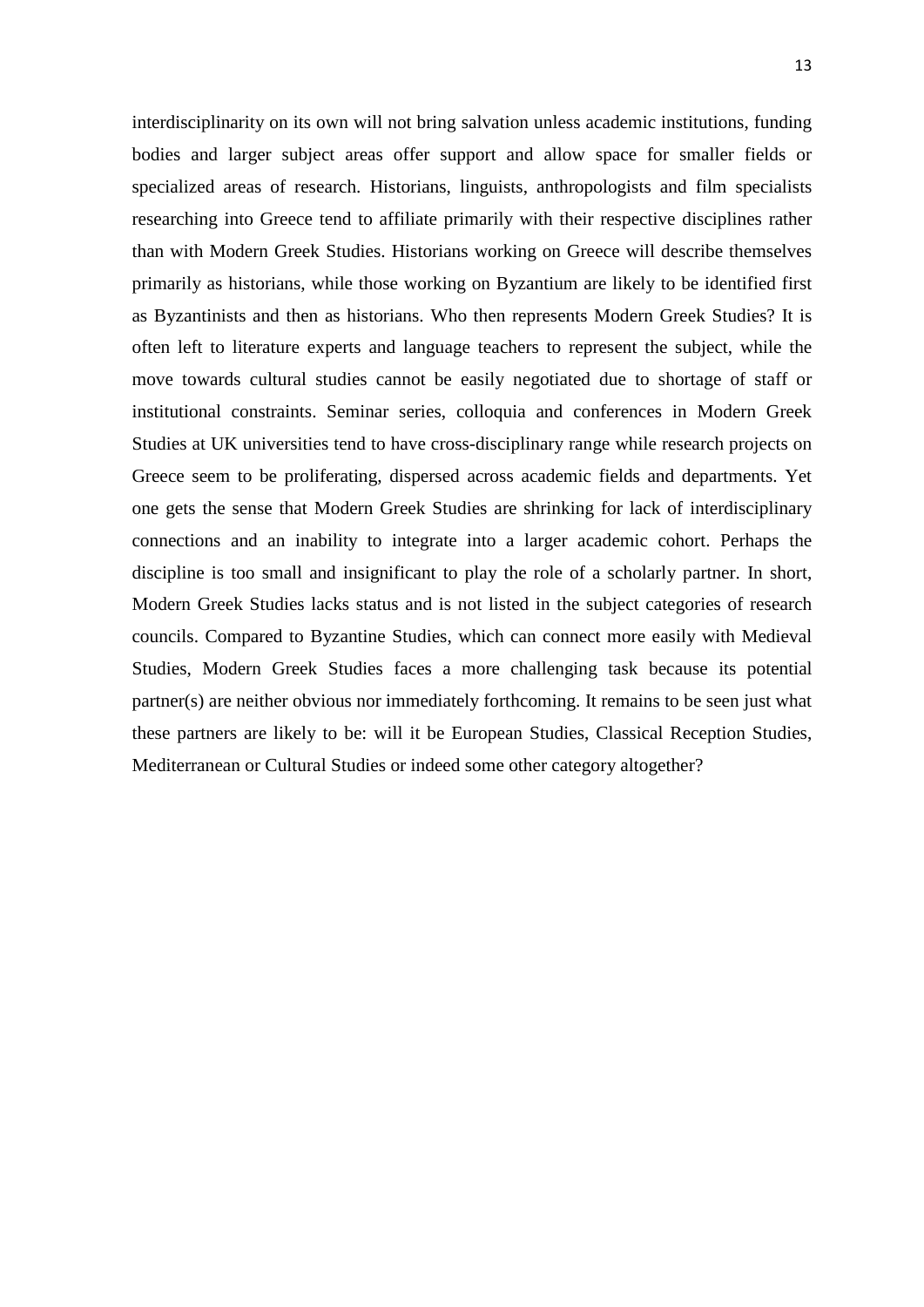interdisciplinarity on its own will not bring salvation unless academic institutions, funding bodies and larger subject areas offer support and allow space for smaller fields or specialized areas of research. Historians, linguists, anthropologists and film specialists researching into Greece tend to affiliate primarily with their respective disciplines rather than with Modern Greek Studies. Historians working on Greece will describe themselves primarily as historians, while those working on Byzantium are likely to be identified first as Byzantinists and then as historians. Who then represents Modern Greek Studies? It is often left to literature experts and language teachers to represent the subject, while the move towards cultural studies cannot be easily negotiated due to shortage of staff or institutional constraints. Seminar series, colloquia and conferences in Modern Greek Studies at UK universities tend to have cross-disciplinary range while research projects on Greece seem to be proliferating, dispersed across academic fields and departments. Yet one gets the sense that Modern Greek Studies are shrinking for lack of interdisciplinary connections and an inability to integrate into a larger academic cohort. Perhaps the discipline is too small and insignificant to play the role of a scholarly partner. In short, Modern Greek Studies lacks status and is not listed in the subject categories of research councils. Compared to Byzantine Studies, which can connect more easily with Medieval Studies, Modern Greek Studies faces a more challenging task because its potential partner(s) are neither obvious nor immediately forthcoming. It remains to be seen just what these partners are likely to be: will it be European Studies, Classical Reception Studies, Mediterranean or Cultural Studies or indeed some other category altogether?